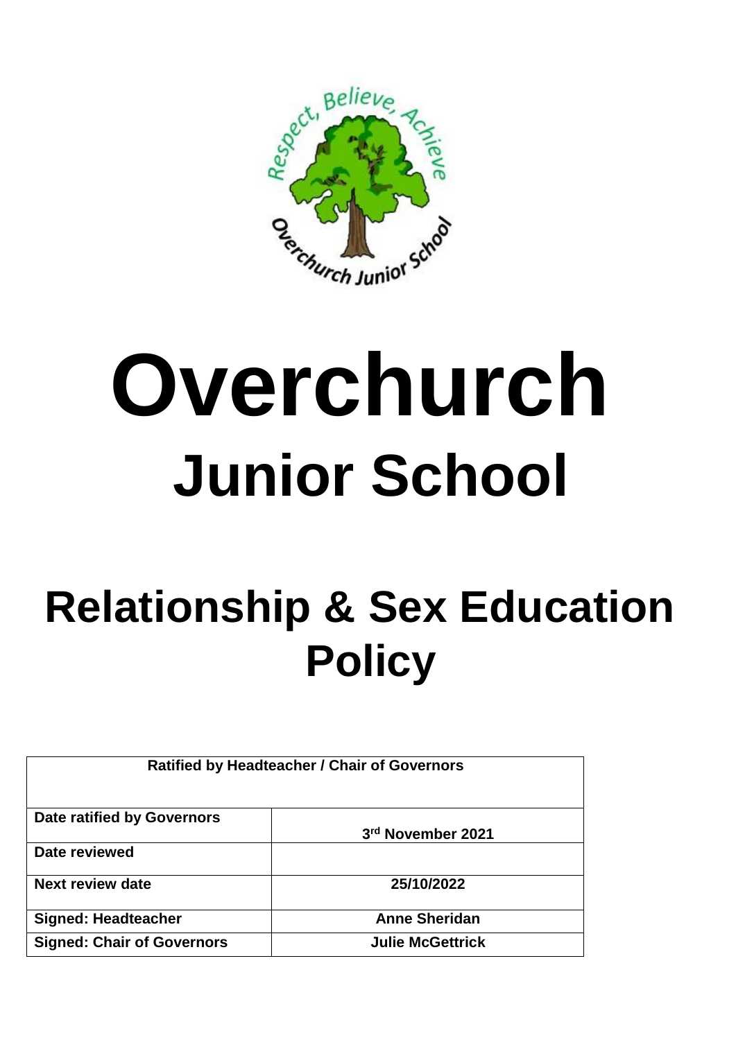# Overchurch

## Junior School

# Relationship & Sex Education Policy

| Ratified by Headteacher / Chair of Governors | |
|---|---|
| Date ratified by Governors | 3rd November 2021 |
| Date reviewed | |
| Next review date | 25/10/2022 |
| Signed: Headteacher | Anne Sheridan |
| Signed: Chair of Governors | Julie McGettrick |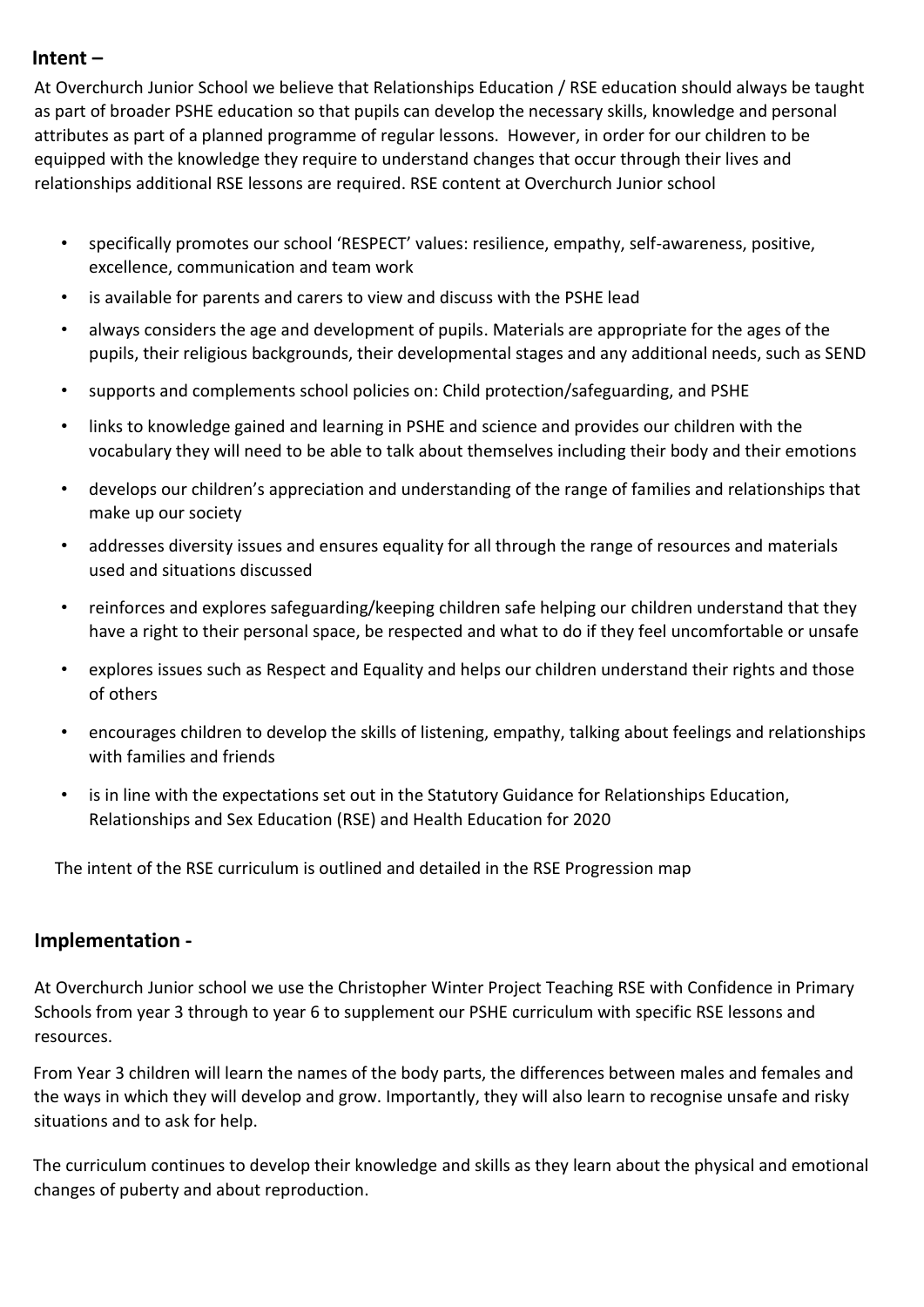## Intent –

At Overchurch Junior School we believe that Relationships Education / RSE education should always be taught as part of broader PSHE education so that pupils can develop the necessary skills, knowledge and personal attributes as part of a planned programme of regular lessons. However, in order for our children to be equipped with the knowledge they require to understand changes that occur through their lives and relationships additional RSE lessons are required. RSE content at Overchurch Junior school

- specifically promotes our school 'RESPECT' values: resilience, empathy, self-awareness, positive, excellence, communication and team work
- is available for parents and carers to view and discuss with the PSHE lead
- always considers the age and development of pupils. Materials are appropriate for the ages of the pupils, their religious backgrounds, their developmental stages and any additional needs, such as SEND
- supports and complements school policies on: Child protection/safeguarding, and PSHE
- links to knowledge gained and learning in PSHE and science and provides our children with the vocabulary they will need to be able to talk about themselves including their body and their emotions
- develops our children's appreciation and understanding of the range of families and relationships that make up our society
- addresses diversity issues and ensures equality for all through the range of resources and materials used and situations discussed
- reinforces and explores safeguarding/keeping children safe helping our children understand that they have a right to their personal space, be respected and what to do if they feel uncomfortable or unsafe
- explores issues such as Respect and Equality and helps our children understand their rights and those of others
- encourages children to develop the skills of listening, empathy, talking about feelings and relationships with families and friends
- is in line with the expectations set out in the Statutory Guidance for Relationships Education, Relationships and Sex Education (RSE) and Health Education for 2020

The intent of the RSE curriculum is outlined and detailed in the RSE Progression map

## Implementation -

At Overchurch Junior school we use the Christopher Winter Project Teaching RSE with Confidence in Primary Schools from year 3 through to year 6 to supplement our PSHE curriculum with specific RSE lessons and resources.

From Year 3 children will learn the names of the body parts, the differences between males and females and the ways in which they will develop and grow. Importantly, they will also learn to recognise unsafe and risky situations and to ask for help.

The curriculum continues to develop their knowledge and skills as they learn about the physical and emotional changes of puberty and about reproduction.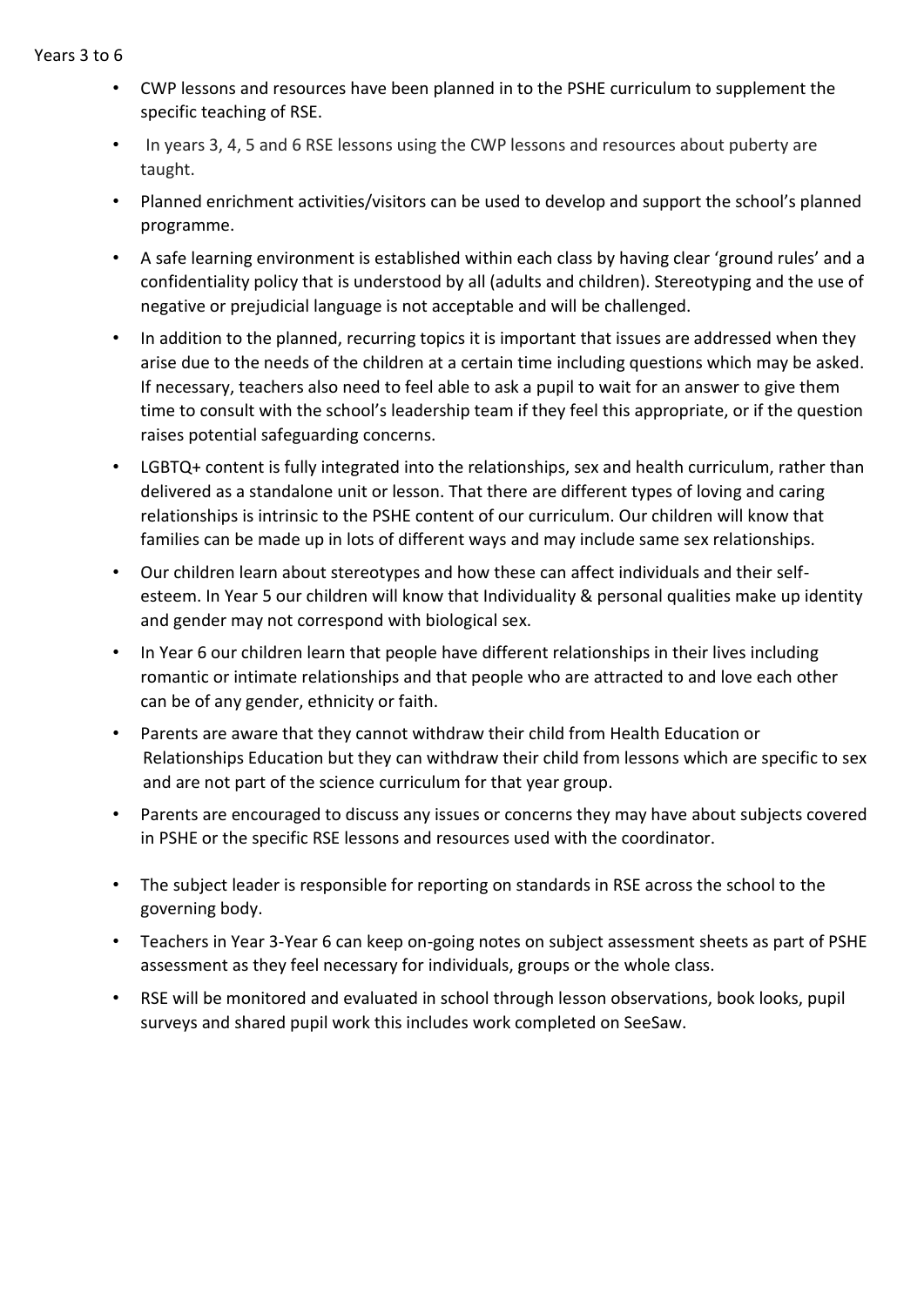Years 3 to 6

- CWP lessons and resources have been planned in to the PSHE curriculum to supplement the specific teaching of RSE.
- In years 3, 4, 5 and 6 RSE lessons using the CWP lessons and resources about puberty are taught.
- Planned enrichment activities/visitors can be used to develop and support the school's planned programme.
- A safe learning environment is established within each class by having clear 'ground rules' and a confidentiality policy that is understood by all (adults and children). Stereotyping and the use of negative or prejudicial language is not acceptable and will be challenged.
- In addition to the planned, recurring topics it is important that issues are addressed when they arise due to the needs of the children at a certain time including questions which may be asked. If necessary, teachers also need to feel able to ask a pupil to wait for an answer to give them time to consult with the school's leadership team if they feel this appropriate, or if the question raises potential safeguarding concerns.
- LGBTQ+ content is fully integrated into the relationships, sex and health curriculum, rather than delivered as a standalone unit or lesson. That there are different types of loving and caring relationships is intrinsic to the PSHE content of our curriculum. Our children will know that families can be made up in lots of different ways and may include same sex relationships.
- Our children learn about stereotypes and how these can affect individuals and their self-esteem. In Year 5 our children will know that Individuality & personal qualities make up identity and gender may not correspond with biological sex.
- In Year 6 our children learn that people have different relationships in their lives including romantic or intimate relationships and that people who are attracted to and love each other can be of any gender, ethnicity or faith.
- Parents are aware that they cannot withdraw their child from Health Education or Relationships Education but they can withdraw their child from lessons which are specific to sex and are not part of the science curriculum for that year group.
- Parents are encouraged to discuss any issues or concerns they may have about subjects covered in PSHE or the specific RSE lessons and resources used with the coordinator.
- The subject leader is responsible for reporting on standards in RSE across the school to the governing body.
- Teachers in Year 3-Year 6 can keep on-going notes on subject assessment sheets as part of PSHE assessment as they feel necessary for individuals, groups or the whole class.
- RSE will be monitored and evaluated in school through lesson observations, book looks, pupil surveys and shared pupil work this includes work completed on SeeSaw.